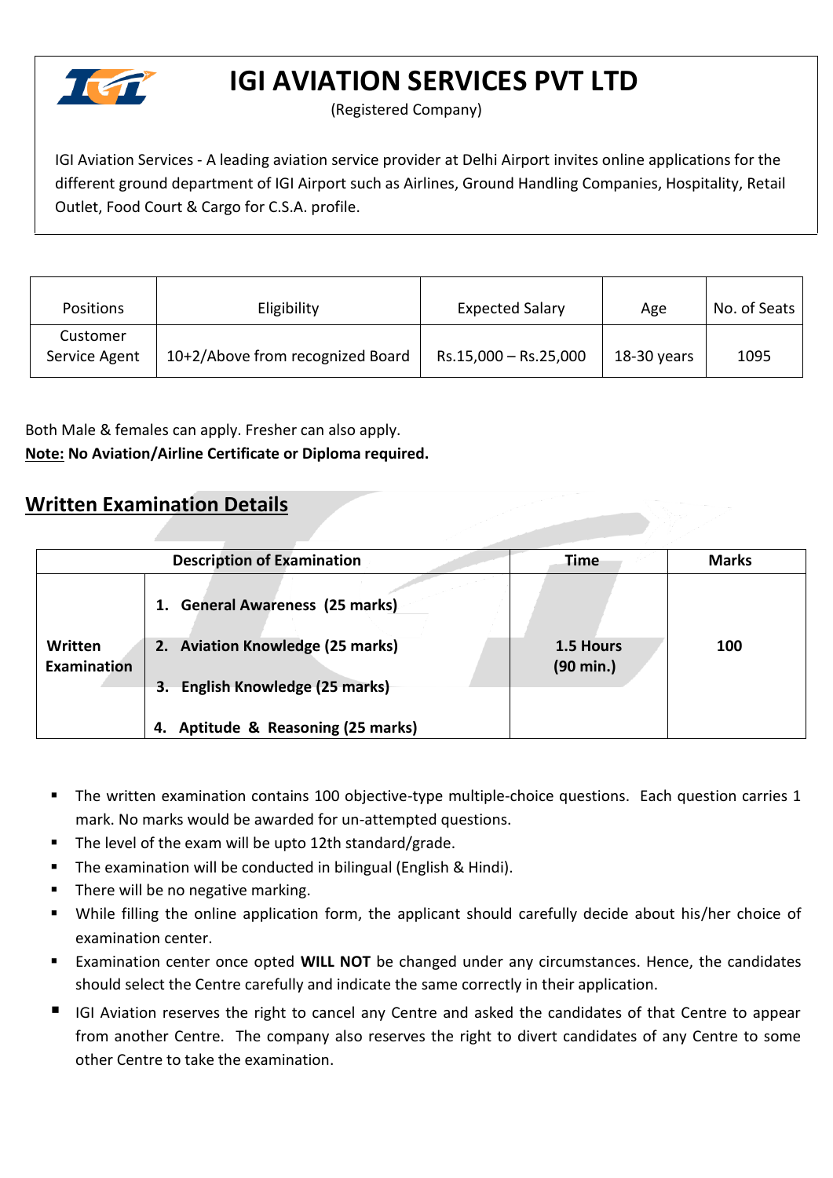# IGI AVIATION SERVICES PVT LTD

(Registered Company)

IGI Aviation Services - A leading aviation service provider at Delhi Airport invites online applications for the different ground department of IGI Airport such as Airlines, Ground Handling Companies, Hospitality, Retail Outlet, Food Court & Cargo for C.S.A. profile.

| Positions | Eligibility | Expected Salary | Age | No. of Seats |
|---|---|---|---|---|
| Customer Service Agent | 10+2/Above from recognized Board | Rs.15,000 – Rs.25,000 | 18-30 years | 1095 |

Both Male & females can apply. Fresher can also apply.

**Note: No Aviation/Airline Certificate or Diploma required.**

## Written Examination Details

| Description of Examination | | Time | Marks |
|---|---|---|---|
| **Written Examination** | **1. General Awareness (25 marks)**<br>**2. Aviation Knowledge (25 marks)**<br>**3. English Knowledge (25 marks)**<br>**4. Aptitude & Reasoning (25 marks)** | **1.5 Hours (90 min.)** | **100** |

- The written examination contains 100 objective-type multiple-choice questions. Each question carries 1 mark. No marks would be awarded for un-attempted questions.
- The level of the exam will be upto 12th standard/grade.
- The examination will be conducted in bilingual (English & Hindi).
- There will be no negative marking.
- While filling the online application form, the applicant should carefully decide about his/her choice of examination center.
- Examination center once opted **WILL NOT** be changed under any circumstances. Hence, the candidates should select the Centre carefully and indicate the same correctly in their application.
- IGI Aviation reserves the right to cancel any Centre and asked the candidates of that Centre to appear from another Centre. The company also reserves the right to divert candidates of any Centre to some other Centre to take the examination.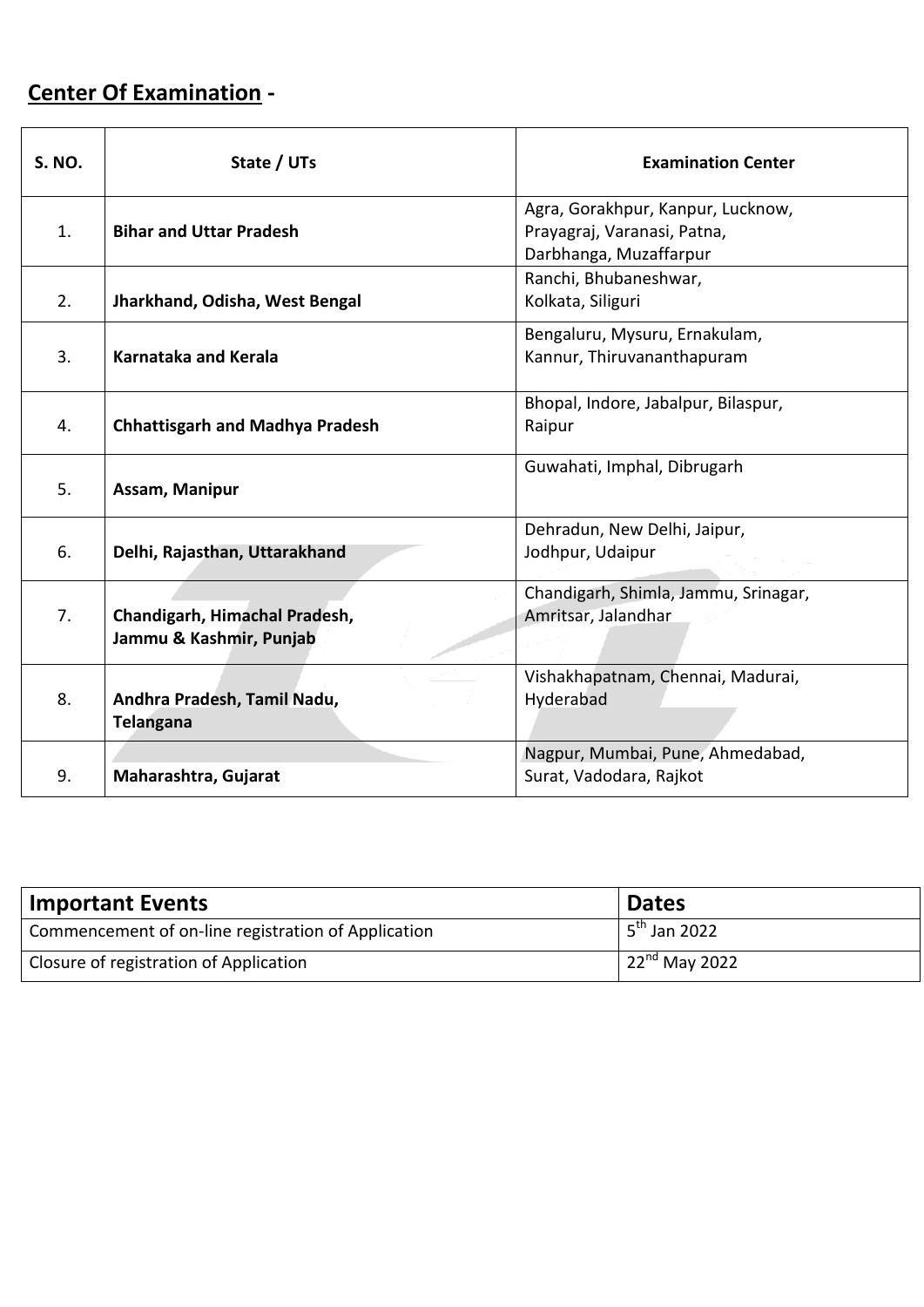## **Center Of Examination -**

| S. NO. | State / UTs | Examination Center |
|---|---|---|
| 1. | **Bihar and Uttar Pradesh** | Agra, Gorakhpur, Kanpur, Lucknow, Prayagraj, Varanasi, Patna, Darbhanga, Muzaffarpur |
| 2. | **Jharkhand, Odisha, West Bengal** | Ranchi, Bhubaneshwar, Kolkata, Siliguri |
| 3. | **Karnataka and Kerala** | Bengaluru, Mysuru, Ernakulam, Kannur, Thiruvananthapuram |
| 4. | **Chhattisgarh and Madhya Pradesh** | Bhopal, Indore, Jabalpur, Bilaspur, Raipur |
| 5. | **Assam, Manipur** | Guwahati, Imphal, Dibrugarh |
| 6. | **Delhi, Rajasthan, Uttarakhand** | Dehradun, New Delhi, Jaipur, Jodhpur, Udaipur |
| 7. | **Chandigarh, Himachal Pradesh, Jammu & Kashmir, Punjab** | Chandigarh, Shimla, Jammu, Srinagar, Amritsar, Jalandhar |
| 8. | **Andhra Pradesh, Tamil Nadu, Telangana** | Vishakhapatnam, Chennai, Madurai, Hyderabad |
| 9. | **Maharashtra, Gujarat** | Nagpur, Mumbai, Pune, Ahmedabad, Surat, Vadodara, Rajkot |

| **Important Events** | **Dates** |
|---|---|
| Commencement of on-line registration of Application | 5th Jan 2022 |
| Closure of registration of Application | 22nd May 2022 |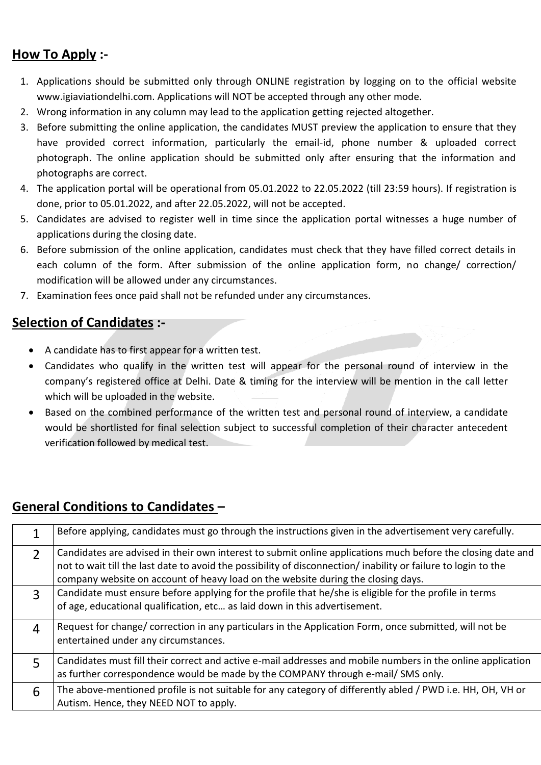## **How To Apply :-**

1. Applications should be submitted only through ONLINE registration by logging on to the official website www.igiaviationdelhi.com. Applications will NOT be accepted through any other mode.
2. Wrong information in any column may lead to the application getting rejected altogether.
3. Before submitting the online application, the candidates MUST preview the application to ensure that they have provided correct information, particularly the email-id, phone number & uploaded correct photograph. The online application should be submitted only after ensuring that the information and photographs are correct.
4. The application portal will be operational from 05.01.2022 to 22.05.2022 (till 23:59 hours). If registration is done, prior to 05.01.2022, and after 22.05.2022, will not be accepted.
5. Candidates are advised to register well in time since the application portal witnesses a huge number of applications during the closing date.
6. Before submission of the online application, candidates must check that they have filled correct details in each column of the form. After submission of the online application form, no change/ correction/ modification will be allowed under any circumstances.
7. Examination fees once paid shall not be refunded under any circumstances.

## **Selection of Candidates :-**

- A candidate has to first appear for a written test.
- Candidates who qualify in the written test will appear for the personal round of interview in the company's registered office at Delhi. Date & timing for the interview will be mention in the call letter which will be uploaded in the website.
- Based on the combined performance of the written test and personal round of interview, a candidate would be shortlisted for final selection subject to successful completion of their character antecedent verification followed by medical test.

## **General Conditions to Candidates –**

| | |
|---|---|
| 1 | Before applying, candidates must go through the instructions given in the advertisement very carefully. |
| 2 | Candidates are advised in their own interest to submit online applications much before the closing date and not to wait till the last date to avoid the possibility of disconnection/ inability or failure to login to the company website on account of heavy load on the website during the closing days. |
| 3 | Candidate must ensure before applying for the profile that he/she is eligible for the profile in terms of age, educational qualification, etc… as laid down in this advertisement. |
| 4 | Request for change/ correction in any particulars in the Application Form, once submitted, will not be entertained under any circumstances. |
| 5 | Candidates must fill their correct and active e-mail addresses and mobile numbers in the online application as further correspondence would be made by the COMPANY through e-mail/ SMS only. |
| 6 | The above-mentioned profile is not suitable for any category of differently abled / PWD i.e. HH, OH, VH or Autism. Hence, they NEED NOT to apply. |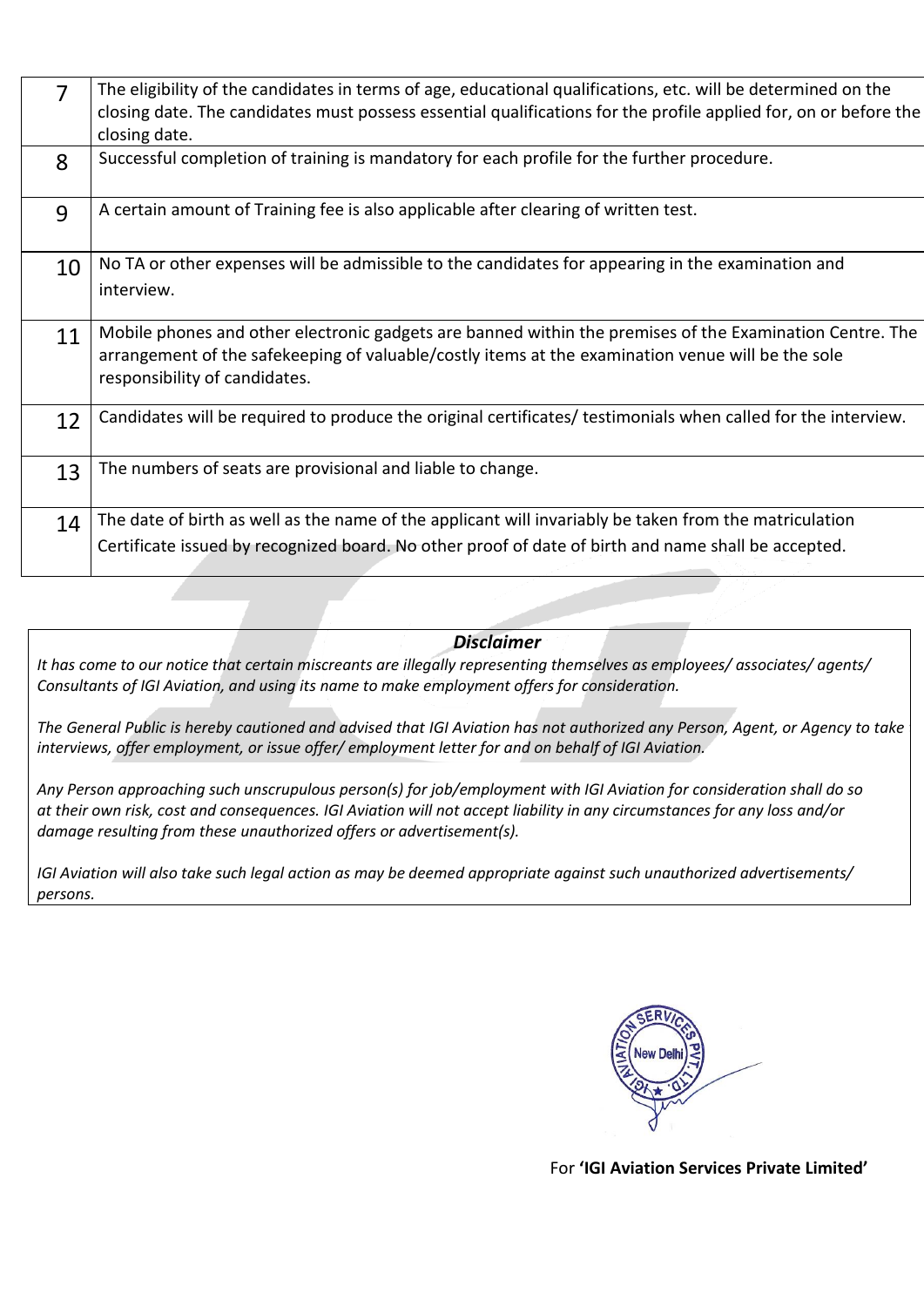| | |
|---|---|
| 7 | The eligibility of the candidates in terms of age, educational qualifications, etc. will be determined on the closing date. The candidates must possess essential qualifications for the profile applied for, on or before the closing date. |
| 8 | Successful completion of training is mandatory for each profile for the further procedure. |
| 9 | A certain amount of Training fee is also applicable after clearing of written test. |
| 10 | No TA or other expenses will be admissible to the candidates for appearing in the examination and interview. |
| 11 | Mobile phones and other electronic gadgets are banned within the premises of the Examination Centre. The arrangement of the safekeeping of valuable/costly items at the examination venue will be the sole responsibility of candidates. |
| 12 | Candidates will be required to produce the original certificates/ testimonials when called for the interview. |
| 13 | The numbers of seats are provisional and liable to change. |
| 14 | The date of birth as well as the name of the applicant will invariably be taken from the matriculation Certificate issued by recognized board. No other proof of date of birth and name shall be accepted. |

***Disclaimer***

*It has come to our notice that certain miscreants are illegally representing themselves as employees/ associates/ agents/ Consultants of IGI Aviation, and using its name to make employment offers for consideration.*

*The General Public is hereby cautioned and advised that IGI Aviation has not authorized any Person, Agent, or Agency to take interviews, offer employment, or issue offer/ employment letter for and on behalf of IGI Aviation.*

*Any Person approaching such unscrupulous person(s) for job/employment with IGI Aviation for consideration shall do so at their own risk, cost and consequences. IGI Aviation will not accept liability in any circumstances for any loss and/or damage resulting from these unauthorized offers or advertisement(s).*

*IGI Aviation will also take such legal action as may be deemed appropriate against such unauthorized advertisements/ persons.*

IGI AVIATION SERVICES PVT. LTD. New Delhi

For **'IGI Aviation Services Private Limited'**